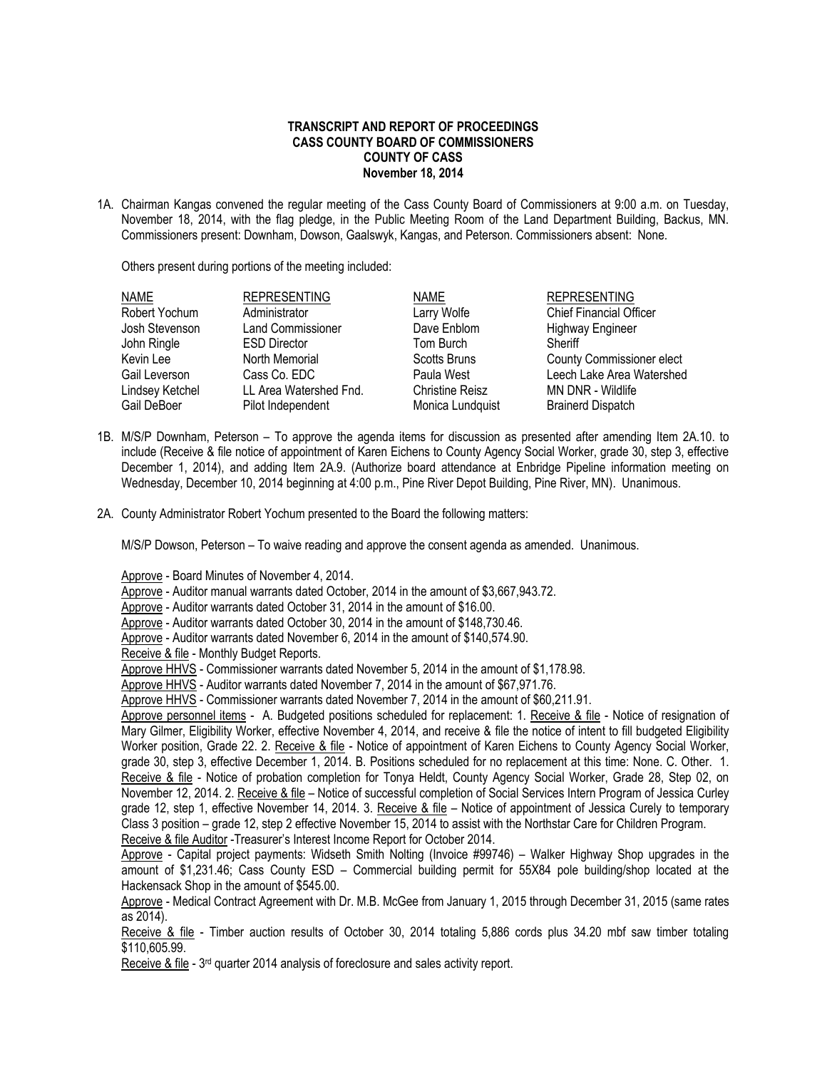**TRANSCRIPT AND REPORT OF PROCEEDINGS**
**CASS COUNTY BOARD OF COMMISSIONERS**
**COUNTY OF CASS**
**November 18, 2014**

1A. Chairman Kangas convened the regular meeting of the Cass County Board of Commissioners at 9:00 a.m. on Tuesday, November 18, 2014, with the flag pledge, in the Public Meeting Room of the Land Department Building, Backus, MN. Commissioners present: Downham, Dowson, Gaalswyk, Kangas, and Peterson. Commissioners absent: None.

Others present during portions of the meeting included:

| NAME | REPRESENTING | NAME | REPRESENTING |
|---|---|---|---|
| Robert Yochum | Administrator | Larry Wolfe | Chief Financial Officer |
| Josh Stevenson | Land Commissioner | Dave Enblom | Highway Engineer |
| John Ringle | ESD Director | Tom Burch | Sheriff |
| Kevin Lee | North Memorial | Scotts Bruns | County Commissioner elect |
| Gail Leverson | Cass Co. EDC | Paula West | Leech Lake Area Watershed |
| Lindsey Ketchel | LL Area Watershed Fnd. | Christine Reisz | MN DNR - Wildlife |
| Gail DeBoer | Pilot Independent | Monica Lundquist | Brainerd Dispatch |

1B. M/S/P Downham, Peterson – To approve the agenda items for discussion as presented after amending Item 2A.10. to include (Receive & file notice of appointment of Karen Eichens to County Agency Social Worker, grade 30, step 3, effective December 1, 2014), and adding Item 2A.9. (Authorize board attendance at Enbridge Pipeline information meeting on Wednesday, December 10, 2014 beginning at 4:00 p.m., Pine River Depot Building, Pine River, MN). Unanimous.

2A. County Administrator Robert Yochum presented to the Board the following matters:

M/S/P Dowson, Peterson – To waive reading and approve the consent agenda as amended. Unanimous.

Approve - Board Minutes of November 4, 2014.
Approve - Auditor manual warrants dated October, 2014 in the amount of $3,667,943.72.
Approve - Auditor warrants dated October 31, 2014 in the amount of $16.00.
Approve - Auditor warrants dated October 30, 2014 in the amount of $148,730.46.
Approve - Auditor warrants dated November 6, 2014 in the amount of $140,574.90.
Receive & file - Monthly Budget Reports.
Approve HHVS - Commissioner warrants dated November 5, 2014 in the amount of $1,178.98.
Approve HHVS - Auditor warrants dated November 7, 2014 in the amount of $67,971.76.
Approve HHVS - Commissioner warrants dated November 7, 2014 in the amount of $60,211.91.
Approve personnel items - A. Budgeted positions scheduled for replacement: 1. Receive & file - Notice of resignation of Mary Gilmer, Eligibility Worker, effective November 4, 2014, and receive & file the notice of intent to fill budgeted Eligibility Worker position, Grade 22. 2. Receive & file - Notice of appointment of Karen Eichens to County Agency Social Worker, grade 30, step 3, effective December 1, 2014. B. Positions scheduled for no replacement at this time: None. C. Other. 1. Receive & file - Notice of probation completion for Tonya Heldt, County Agency Social Worker, Grade 28, Step 02, on November 12, 2014. 2. Receive & file – Notice of successful completion of Social Services Intern Program of Jessica Curley grade 12, step 1, effective November 14, 2014. 3. Receive & file – Notice of appointment of Jessica Curely to temporary Class 3 position – grade 12, step 2 effective November 15, 2014 to assist with the Northstar Care for Children Program.
Receive & file Auditor -Treasurer's Interest Income Report for October 2014.
Approve - Capital project payments: Widseth Smith Nolting (Invoice #99746) – Walker Highway Shop upgrades in the amount of $1,231.46; Cass County ESD – Commercial building permit for 55X84 pole building/shop located at the Hackensack Shop in the amount of $545.00.
Approve - Medical Contract Agreement with Dr. M.B. McGee from January 1, 2015 through December 31, 2015 (same rates as 2014).
Receive & file - Timber auction results of October 30, 2014 totaling 5,886 cords plus 34.20 mbf saw timber totaling $110,605.99.
Receive & file - 3rd quarter 2014 analysis of foreclosure and sales activity report.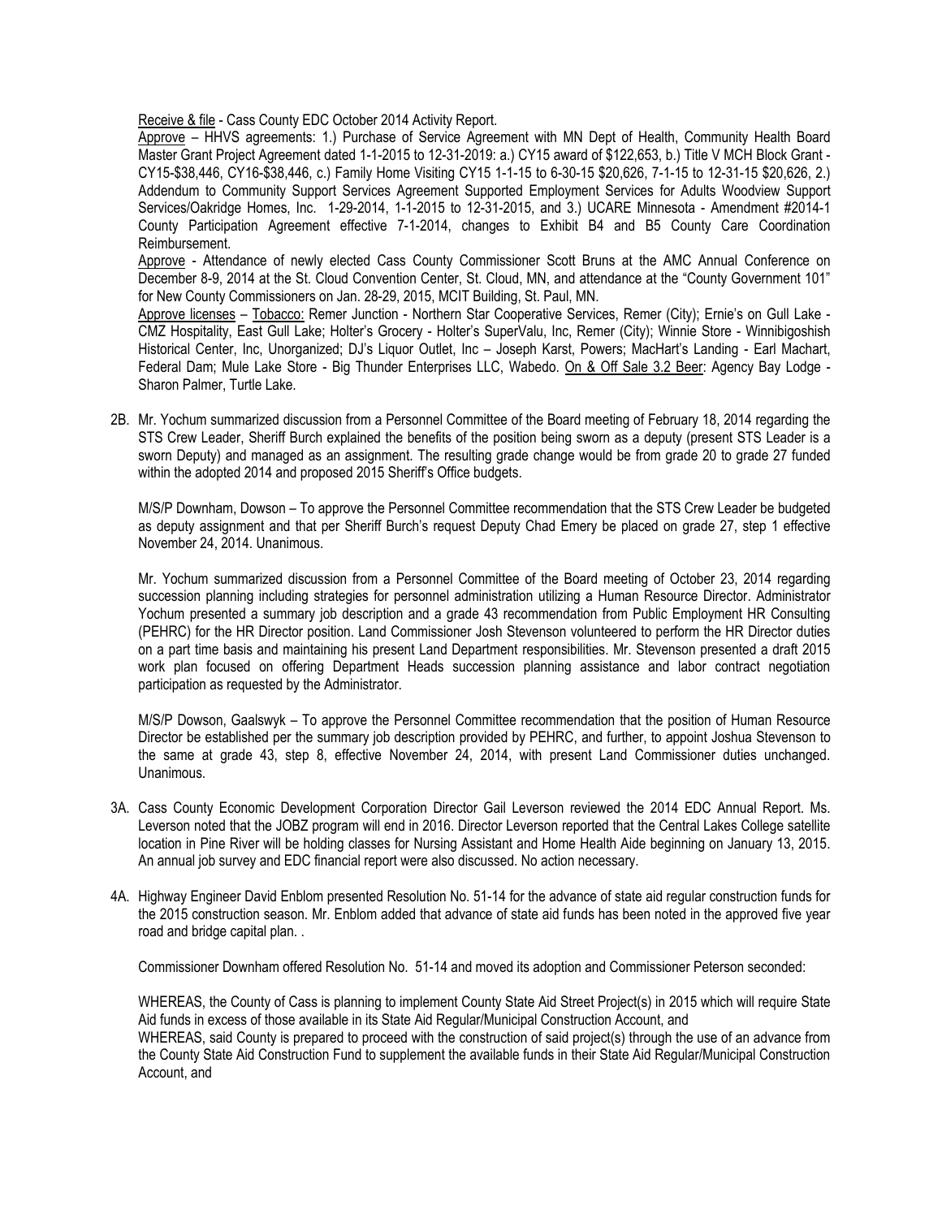Receive & file - Cass County EDC October 2014 Activity Report.

Approve – HHVS agreements: 1.) Purchase of Service Agreement with MN Dept of Health, Community Health Board Master Grant Project Agreement dated 1-1-2015 to 12-31-2019: a.) CY15 award of $122,653, b.) Title V MCH Block Grant - CY15-$38,446, CY16-$38,446, c.) Family Home Visiting CY15 1-1-15 to 6-30-15 $20,626, 7-1-15 to 12-31-15 $20,626, 2.) Addendum to Community Support Services Agreement Supported Employment Services for Adults Woodview Support Services/Oakridge Homes, Inc. 1-29-2014, 1-1-2015 to 12-31-2015, and 3.) UCARE Minnesota - Amendment #2014-1 County Participation Agreement effective 7-1-2014, changes to Exhibit B4 and B5 County Care Coordination Reimbursement.

Approve - Attendance of newly elected Cass County Commissioner Scott Bruns at the AMC Annual Conference on December 8-9, 2014 at the St. Cloud Convention Center, St. Cloud, MN, and attendance at the "County Government 101" for New County Commissioners on Jan. 28-29, 2015, MCIT Building, St. Paul, MN.

Approve licenses – Tobacco: Remer Junction - Northern Star Cooperative Services, Remer (City); Ernie's on Gull Lake - CMZ Hospitality, East Gull Lake; Holter's Grocery - Holter's SuperValu, Inc, Remer (City); Winnie Store - Winnibigoshish Historical Center, Inc, Unorganized; DJ's Liquor Outlet, Inc – Joseph Karst, Powers; MacHart's Landing - Earl Machart, Federal Dam; Mule Lake Store - Big Thunder Enterprises LLC, Wabedo. On & Off Sale 3.2 Beer: Agency Bay Lodge - Sharon Palmer, Turtle Lake.

2B. Mr. Yochum summarized discussion from a Personnel Committee of the Board meeting of February 18, 2014 regarding the STS Crew Leader, Sheriff Burch explained the benefits of the position being sworn as a deputy (present STS Leader is a sworn Deputy) and managed as an assignment. The resulting grade change would be from grade 20 to grade 27 funded within the adopted 2014 and proposed 2015 Sheriff's Office budgets.

M/S/P Downham, Dowson – To approve the Personnel Committee recommendation that the STS Crew Leader be budgeted as deputy assignment and that per Sheriff Burch's request Deputy Chad Emery be placed on grade 27, step 1 effective November 24, 2014. Unanimous.

Mr. Yochum summarized discussion from a Personnel Committee of the Board meeting of October 23, 2014 regarding succession planning including strategies for personnel administration utilizing a Human Resource Director. Administrator Yochum presented a summary job description and a grade 43 recommendation from Public Employment HR Consulting (PEHRC) for the HR Director position. Land Commissioner Josh Stevenson volunteered to perform the HR Director duties on a part time basis and maintaining his present Land Department responsibilities. Mr. Stevenson presented a draft 2015 work plan focused on offering Department Heads succession planning assistance and labor contract negotiation participation as requested by the Administrator.

M/S/P Dowson, Gaalswyk – To approve the Personnel Committee recommendation that the position of Human Resource Director be established per the summary job description provided by PEHRC, and further, to appoint Joshua Stevenson to the same at grade 43, step 8, effective November 24, 2014, with present Land Commissioner duties unchanged. Unanimous.

3A. Cass County Economic Development Corporation Director Gail Leverson reviewed the 2014 EDC Annual Report. Ms. Leverson noted that the JOBZ program will end in 2016. Director Leverson reported that the Central Lakes College satellite location in Pine River will be holding classes for Nursing Assistant and Home Health Aide beginning on January 13, 2015. An annual job survey and EDC financial report were also discussed. No action necessary.

4A. Highway Engineer David Enblom presented Resolution No. 51-14 for the advance of state aid regular construction funds for the 2015 construction season. Mr. Enblom added that advance of state aid funds has been noted in the approved five year road and bridge capital plan. .

Commissioner Downham offered Resolution No. 51-14 and moved its adoption and Commissioner Peterson seconded:

WHEREAS, the County of Cass is planning to implement County State Aid Street Project(s) in 2015 which will require State Aid funds in excess of those available in its State Aid Regular/Municipal Construction Account, and
WHEREAS, said County is prepared to proceed with the construction of said project(s) through the use of an advance from the County State Aid Construction Fund to supplement the available funds in their State Aid Regular/Municipal Construction Account, and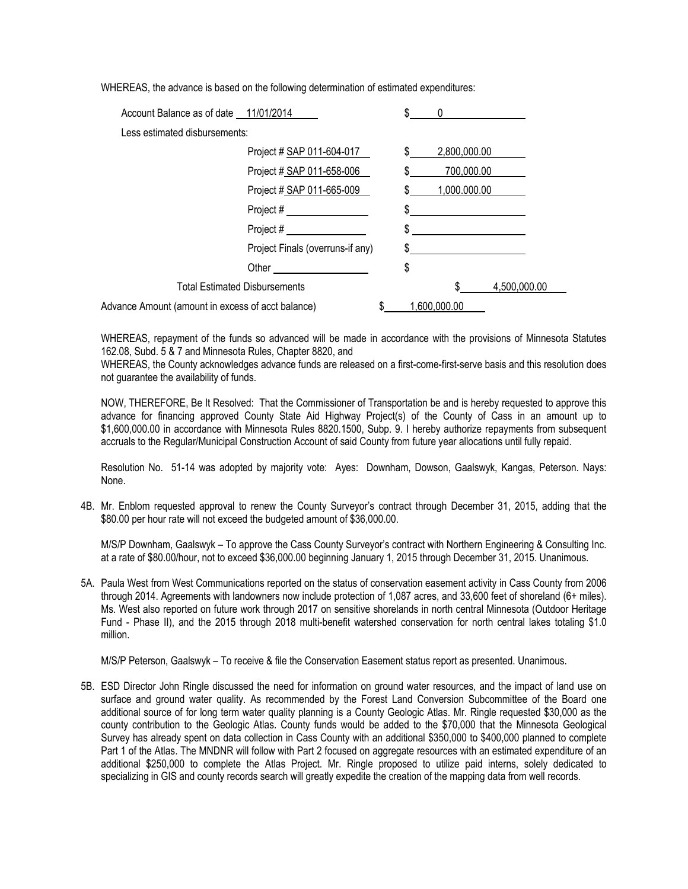WHEREAS, the advance is based on the following determination of estimated expenditures:

| | | |
|---|---|---|
| Account Balance as of date 11/01/2014 | | $ 0 |
| Less estimated disbursements: | | |
| | Project # SAP 011-604-017 | $ 2,800,000.00 |
| | Project # SAP 011-658-006 | $ 700,000.00 |
| | Project # SAP 011-665-009 | $ 1,000.000.00 |
| | Project # | $ |
| | Project # | $ |
| | Project Finals (overruns-if any) | $ |
| | Other | $ |
| Total Estimated Disbursements | | $ 4,500,000.00 |
| Advance Amount (amount in excess of acct balance) | | $ 1,600,000.00 |

WHEREAS, repayment of the funds so advanced will be made in accordance with the provisions of Minnesota Statutes 162.08, Subd. 5 & 7 and Minnesota Rules, Chapter 8820, and

WHEREAS, the County acknowledges advance funds are released on a first-come-first-serve basis and this resolution does not guarantee the availability of funds.

NOW, THEREFORE, Be It Resolved: That the Commissioner of Transportation be and is hereby requested to approve this advance for financing approved County State Aid Highway Project(s) of the County of Cass in an amount up to $1,600,000.00 in accordance with Minnesota Rules 8820.1500, Subp. 9. I hereby authorize repayments from subsequent accruals to the Regular/Municipal Construction Account of said County from future year allocations until fully repaid.

Resolution No. 51-14 was adopted by majority vote: Ayes: Downham, Dowson, Gaalswyk, Kangas, Peterson. Nays: None.

4B. Mr. Enblom requested approval to renew the County Surveyor's contract through December 31, 2015, adding that the $80.00 per hour rate will not exceed the budgeted amount of $36,000.00.

M/S/P Downham, Gaalswyk – To approve the Cass County Surveyor's contract with Northern Engineering & Consulting Inc. at a rate of $80.00/hour, not to exceed $36,000.00 beginning January 1, 2015 through December 31, 2015. Unanimous.

5A. Paula West from West Communications reported on the status of conservation easement activity in Cass County from 2006 through 2014. Agreements with landowners now include protection of 1,087 acres, and 33,600 feet of shoreland (6+ miles). Ms. West also reported on future work through 2017 on sensitive shorelands in north central Minnesota (Outdoor Heritage Fund - Phase II), and the 2015 through 2018 multi-benefit watershed conservation for north central lakes totaling $1.0 million.

M/S/P Peterson, Gaalswyk – To receive & file the Conservation Easement status report as presented. Unanimous.

5B. ESD Director John Ringle discussed the need for information on ground water resources, and the impact of land use on surface and ground water quality. As recommended by the Forest Land Conversion Subcommittee of the Board one additional source of for long term water quality planning is a County Geologic Atlas. Mr. Ringle requested $30,000 as the county contribution to the Geologic Atlas. County funds would be added to the $70,000 that the Minnesota Geological Survey has already spent on data collection in Cass County with an additional $350,000 to $400,000 planned to complete Part 1 of the Atlas. The MNDNR will follow with Part 2 focused on aggregate resources with an estimated expenditure of an additional $250,000 to complete the Atlas Project. Mr. Ringle proposed to utilize paid interns, solely dedicated to specializing in GIS and county records search will greatly expedite the creation of the mapping data from well records.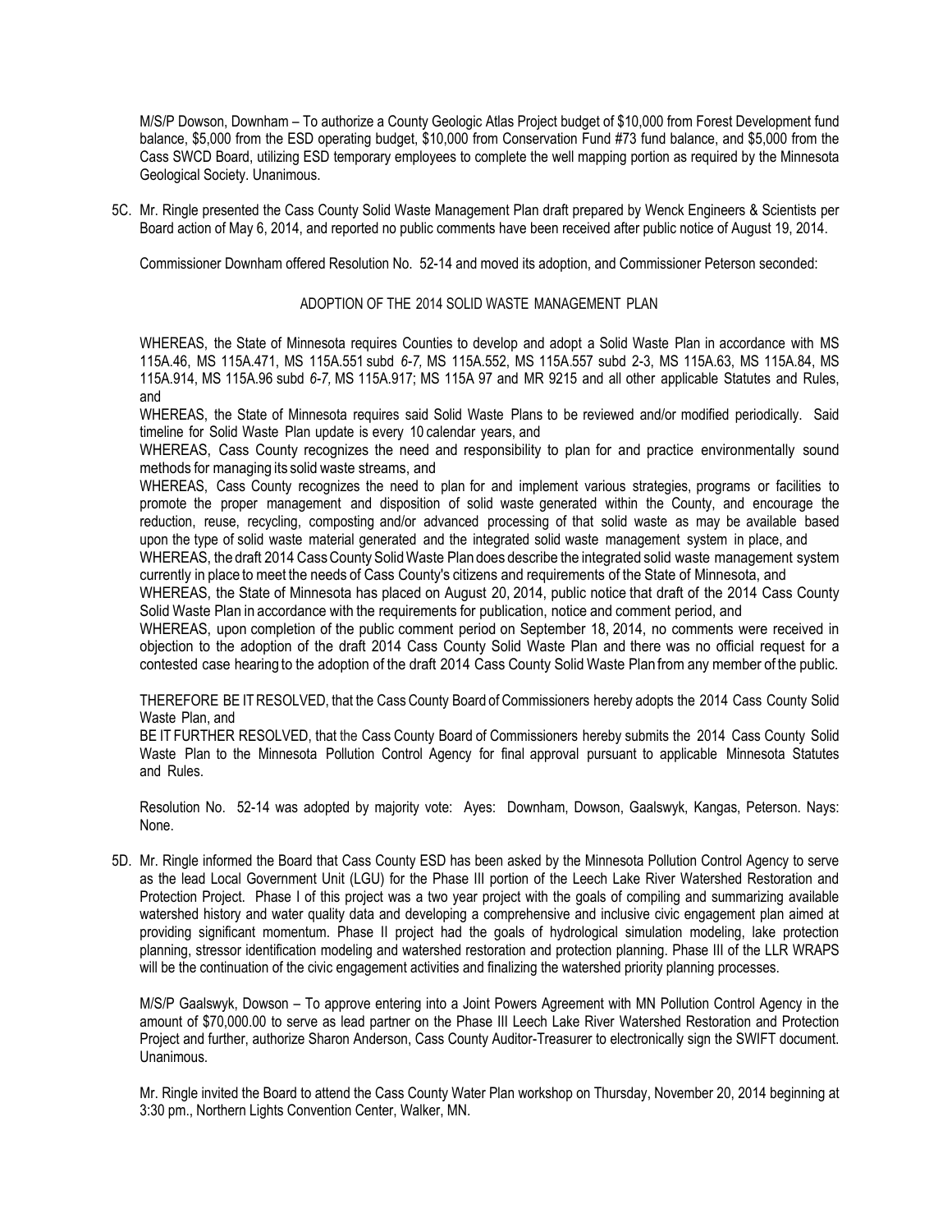M/S/P Dowson, Downham – To authorize a County Geologic Atlas Project budget of $10,000 from Forest Development fund balance, $5,000 from the ESD operating budget, $10,000 from Conservation Fund #73 fund balance, and $5,000 from the Cass SWCD Board, utilizing ESD temporary employees to complete the well mapping portion as required by the Minnesota Geological Society. Unanimous.

5C. Mr. Ringle presented the Cass County Solid Waste Management Plan draft prepared by Wenck Engineers & Scientists per Board action of May 6, 2014, and reported no public comments have been received after public notice of August 19, 2014.

Commissioner Downham offered Resolution No. 52-14 and moved its adoption, and Commissioner Peterson seconded:

ADOPTION OF THE 2014 SOLID WASTE MANAGEMENT PLAN

WHEREAS, the State of Minnesota requires Counties to develop and adopt a Solid Waste Plan in accordance with MS 115A.46, MS 115A.471, MS 115A.551 subd *6-7,* MS 115A.552, MS 115A.557 subd 2-3, MS 115A.63, MS 115A.84, MS 115A.914, MS 115A.96 subd *6-7,* MS 115A.917; MS 115A 97 and MR 9215 and all other applicable Statutes and Rules, and

WHEREAS, the State of Minnesota requires said Solid Waste Plans to be reviewed and/or modified periodically. Said timeline for Solid Waste Plan update is every 10 calendar years, and

WHEREAS, Cass County recognizes the need and responsibility to plan for and practice environmentally sound methods for managing its solid waste streams, and

WHEREAS, Cass County recognizes the need to plan for and implement various strategies, programs or facilities to promote the proper management and disposition of solid waste generated within the County, and encourage the reduction, reuse, recycling, composting and/or advanced processing of that solid waste as may be available based upon the type of solid waste material generated and the integrated solid waste management system in place, and

WHEREAS, the draft 2014 Cass County Solid Waste Plan does describe the integrated solid waste management system currently in place to meet the needs of Cass County's citizens and requirements of the State of Minnesota, and

WHEREAS, the State of Minnesota has placed on August 20, 2014, public notice that draft of the 2014 Cass County Solid Waste Plan in accordance with the requirements for publication, notice and comment period, and

WHEREAS, upon completion of the public comment period on September 18, 2014, no comments were received in objection to the adoption of the draft 2014 Cass County Solid Waste Plan and there was no official request for a contested case hearing to the adoption of the draft 2014 Cass County Solid Waste Plan from any member of the public.

THEREFORE BE IT RESOLVED, that the Cass County Board of Commissioners hereby adopts the 2014 Cass County Solid Waste Plan, and

BE IT FURTHER RESOLVED, that the Cass County Board of Commissioners hereby submits the 2014 Cass County Solid Waste Plan to the Minnesota Pollution Control Agency for final approval pursuant to applicable Minnesota Statutes and Rules.

Resolution No. 52-14 was adopted by majority vote: Ayes: Downham, Dowson, Gaalswyk, Kangas, Peterson. Nays: None.

5D. Mr. Ringle informed the Board that Cass County ESD has been asked by the Minnesota Pollution Control Agency to serve as the lead Local Government Unit (LGU) for the Phase III portion of the Leech Lake River Watershed Restoration and Protection Project. Phase I of this project was a two year project with the goals of compiling and summarizing available watershed history and water quality data and developing a comprehensive and inclusive civic engagement plan aimed at providing significant momentum. Phase II project had the goals of hydrological simulation modeling, lake protection planning, stressor identification modeling and watershed restoration and protection planning. Phase III of the LLR WRAPS will be the continuation of the civic engagement activities and finalizing the watershed priority planning processes.

M/S/P Gaalswyk, Dowson – To approve entering into a Joint Powers Agreement with MN Pollution Control Agency in the amount of $70,000.00 to serve as lead partner on the Phase III Leech Lake River Watershed Restoration and Protection Project and further, authorize Sharon Anderson, Cass County Auditor-Treasurer to electronically sign the SWIFT document. Unanimous.

Mr. Ringle invited the Board to attend the Cass County Water Plan workshop on Thursday, November 20, 2014 beginning at 3:30 pm., Northern Lights Convention Center, Walker, MN.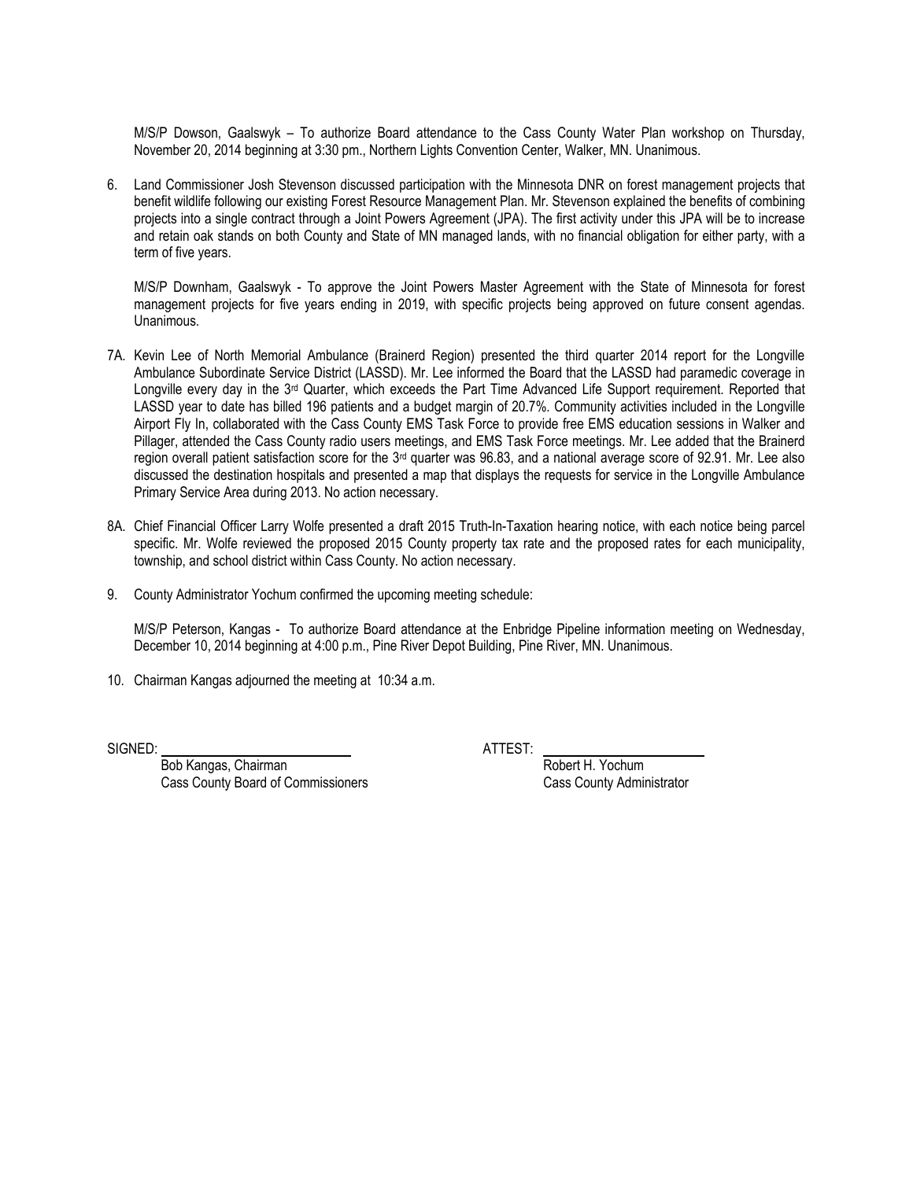M/S/P Dowson, Gaalswyk – To authorize Board attendance to the Cass County Water Plan workshop on Thursday, November 20, 2014 beginning at 3:30 pm., Northern Lights Convention Center, Walker, MN. Unanimous.

6. Land Commissioner Josh Stevenson discussed participation with the Minnesota DNR on forest management projects that benefit wildlife following our existing Forest Resource Management Plan. Mr. Stevenson explained the benefits of combining projects into a single contract through a Joint Powers Agreement (JPA). The first activity under this JPA will be to increase and retain oak stands on both County and State of MN managed lands, with no financial obligation for either party, with a term of five years.

   M/S/P Downham, Gaalswyk - To approve the Joint Powers Master Agreement with the State of Minnesota for forest management projects for five years ending in 2019, with specific projects being approved on future consent agendas. Unanimous.

7A. Kevin Lee of North Memorial Ambulance (Brainerd Region) presented the third quarter 2014 report for the Longville Ambulance Subordinate Service District (LASSD). Mr. Lee informed the Board that the LASSD had paramedic coverage in Longville every day in the 3rd Quarter, which exceeds the Part Time Advanced Life Support requirement. Reported that LASSD year to date has billed 196 patients and a budget margin of 20.7%. Community activities included in the Longville Airport Fly In, collaborated with the Cass County EMS Task Force to provide free EMS education sessions in Walker and Pillager, attended the Cass County radio users meetings, and EMS Task Force meetings. Mr. Lee added that the Brainerd region overall patient satisfaction score for the 3rd quarter was 96.83, and a national average score of 92.91. Mr. Lee also discussed the destination hospitals and presented a map that displays the requests for service in the Longville Ambulance Primary Service Area during 2013. No action necessary.

8A. Chief Financial Officer Larry Wolfe presented a draft 2015 Truth-In-Taxation hearing notice, with each notice being parcel specific. Mr. Wolfe reviewed the proposed 2015 County property tax rate and the proposed rates for each municipality, township, and school district within Cass County. No action necessary.

9. County Administrator Yochum confirmed the upcoming meeting schedule:

   M/S/P Peterson, Kangas - To authorize Board attendance at the Enbridge Pipeline information meeting on Wednesday, December 10, 2014 beginning at 4:00 p.m., Pine River Depot Building, Pine River, MN. Unanimous.

10. Chairman Kangas adjourned the meeting at 10:34 a.m.

SIGNED: ____________________________
Bob Kangas, Chairman
Cass County Board of Commissioners

ATTEST: ____________________________
Robert H. Yochum
Cass County Administrator